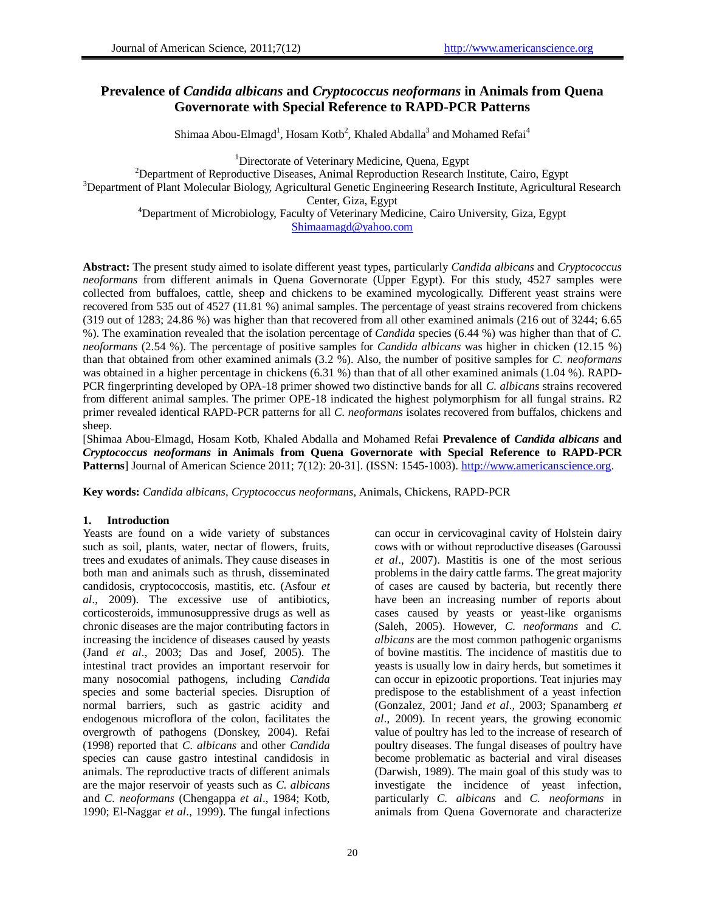# Prevalence of *Candida albicans* and *Cryptococcus neoformans* in Animals from Quena Governorate with Special Reference to RAPD-PCR Patterns

Shimaa Abou-Elmagd[1], Hosam Kotb[2], Khaled Abdalla[3] and Mohamed Refai[4]

[1]Directorate of Veterinary Medicine, Quena, Egypt
[2]Department of Reproductive Diseases, Animal Reproduction Research Institute, Cairo, Egypt
[3]Department of Plant Molecular Biology, Agricultural Genetic Engineering Research Institute, Agricultural Research Center, Giza, Egypt
[4]Department of Microbiology, Faculty of Veterinary Medicine, Cairo University, Giza, Egypt
Shimaamagd@yahoo.com

**Abstract:** The present study aimed to isolate different yeast types, particularly *Candida albicans* and *Cryptococcus neoformans* from different animals in Quena Governorate (Upper Egypt). For this study, 4527 samples were collected from buffaloes, cattle, sheep and chickens to be examined mycologically. Different yeast strains were recovered from 535 out of 4527 (11.81 %) animal samples. The percentage of yeast strains recovered from chickens (319 out of 1283; 24.86 %) was higher than that recovered from all other examined animals (216 out of 3244; 6.65 %). The examination revealed that the isolation percentage of *Candida* species (6.44 %) was higher than that of *C. neoformans* (2.54 %). The percentage of positive samples for *Candida albicans* was higher in chicken (12.15 %) than that obtained from other examined animals (3.2 %). Also, the number of positive samples for *C. neoformans* was obtained in a higher percentage in chickens (6.31 %) than that of all other examined animals (1.04 %). RAPD-PCR fingerprinting developed by OPA-18 primer showed two distinctive bands for all *C. albicans* strains recovered from different animal samples. The primer OPE-18 indicated the highest polymorphism for all fungal strains. R2 primer revealed identical RAPD-PCR patterns for all *C. neoformans* isolates recovered from buffalos, chickens and sheep.

[Shimaa Abou-Elmagd, Hosam Kotb, Khaled Abdalla and Mohamed Refai **Prevalence of *Candida albicans* and *Cryptococcus neoformans* in Animals from Quena Governorate with Special Reference to RAPD-PCR Patterns**] Journal of American Science 2011; 7(12): 20-31]. (ISSN: 1545-1003). http://www.americanscience.org.

**Key words:** *Candida albicans*, *Cryptococcus neoformans*, Animals, Chickens, RAPD-PCR

## 1. Introduction

Yeasts are found on a wide variety of substances such as soil, plants, water, nectar of flowers, fruits, trees and exudates of animals. They cause diseases in both man and animals such as thrush, disseminated candidosis, cryptococcosis, mastitis, etc. (Asfour *et al*., 2009). The excessive use of antibiotics, corticosteroids, immunosuppressive drugs as well as chronic diseases are the major contributing factors in increasing the incidence of diseases caused by yeasts (Jand *et al*., 2003; Das and Josef, 2005). The intestinal tract provides an important reservoir for many nosocomial pathogens, including *Candida* species and some bacterial species. Disruption of normal barriers, such as gastric acidity and endogenous microflora of the colon, facilitates the overgrowth of pathogens (Donskey, 2004). Refai (1998) reported that *C. albicans* and other *Candida* species can cause gastro intestinal candidosis in animals. The reproductive tracts of different animals are the major reservoir of yeasts such as *C. albicans* and *C. neoformans* (Chengappa *et al*., 1984; Kotb, 1990; El-Naggar *et al*., 1999). The fungal infections can occur in cervicovaginal cavity of Holstein dairy cows with or without reproductive diseases (Garoussi *et al*., 2007). Mastitis is one of the most serious problems in the dairy cattle farms. The great majority of cases are caused by bacteria, but recently there have been an increasing number of reports about cases caused by yeasts or yeast-like organisms (Saleh, 2005). However, *C. neoformans* and *C. albicans* are the most common pathogenic organisms of bovine mastitis. The incidence of mastitis due to yeasts is usually low in dairy herds, but sometimes it can occur in epizootic proportions. Teat injuries may predispose to the establishment of a yeast infection (Gonzalez, 2001; Jand *et al*., 2003; Spanamberg *et al*., 2009). In recent years, the growing economic value of poultry has led to the increase of research of poultry diseases. The fungal diseases of poultry have become problematic as bacterial and viral diseases (Darwish, 1989). The main goal of this study was to investigate the incidence of yeast infection, particularly *C. albicans* and *C. neoformans* in animals from Quena Governorate and characterize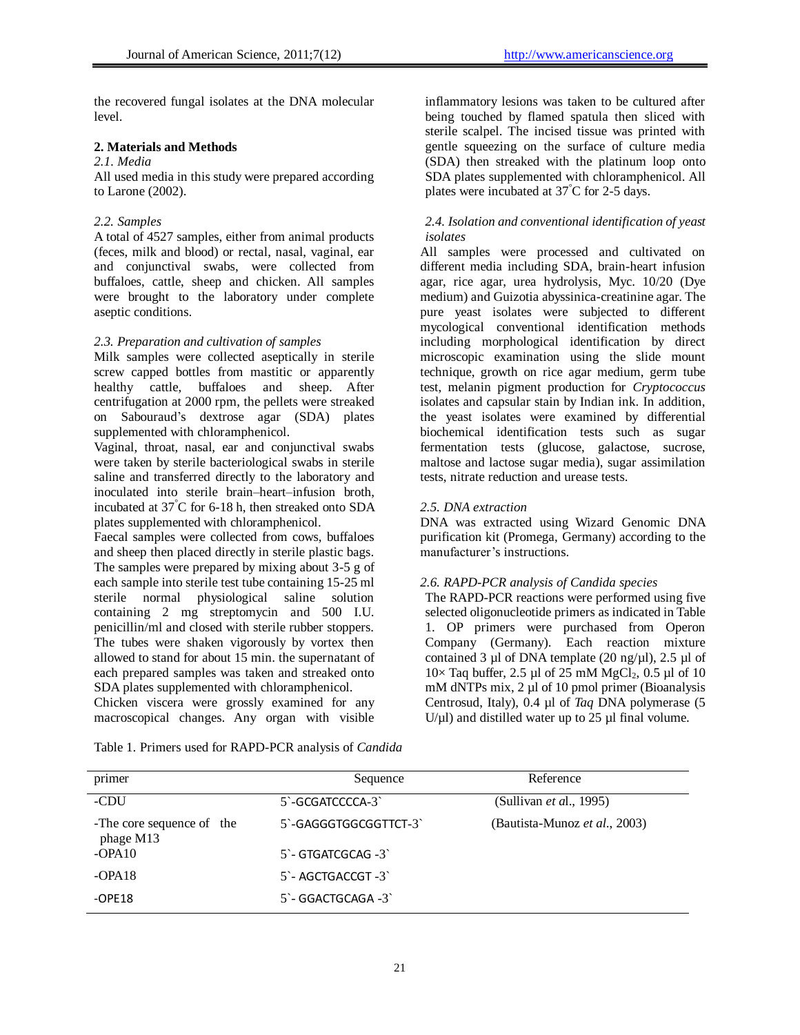the recovered fungal isolates at the DNA molecular level.

## 2. Materials and Methods

### *2.1. Media*

All used media in this study were prepared according to Larone (2002).

### *2.2. Samples*

A total of 4527 samples, either from animal products (feces, milk and blood) or rectal, nasal, vaginal, ear and conjunctival swabs, were collected from buffaloes, cattle, sheep and chicken. All samples were brought to the laboratory under complete aseptic conditions.

### *2.3. Preparation and cultivation of samples*

Milk samples were collected aseptically in sterile screw capped bottles from mastitic or apparently healthy cattle, buffaloes and sheep. After centrifugation at 2000 rpm, the pellets were streaked on Sabouraud's dextrose agar (SDA) plates supplemented with chloramphenicol.

Vaginal, throat, nasal, ear and conjunctival swabs were taken by sterile bacteriological swabs in sterile saline and transferred directly to the laboratory and inoculated into sterile brain–heart–infusion broth, incubated at 37°C for 6-18 h, then streaked onto SDA plates supplemented with chloramphenicol.

Faecal samples were collected from cows, buffaloes and sheep then placed directly in sterile plastic bags. The samples were prepared by mixing about 3-5 g of each sample into sterile test tube containing 15-25 ml sterile normal physiological saline solution containing 2 mg streptomycin and 500 I.U. penicillin/ml and closed with sterile rubber stoppers. The tubes were shaken vigorously by vortex then allowed to stand for about 15 min. the supernatant of each prepared samples was taken and streaked onto SDA plates supplemented with chloramphenicol.

Chicken viscera were grossly examined for any macroscopical changes. Any organ with visible inflammatory lesions was taken to be cultured after being touched by flamed spatula then sliced with sterile scalpel. The incised tissue was printed with gentle squeezing on the surface of culture media (SDA) then streaked with the platinum loop onto SDA plates supplemented with chloramphenicol. All plates were incubated at 37°C for 2-5 days.

### *2.4. Isolation and conventional identification of yeast isolates*

All samples were processed and cultivated on different media including SDA, brain-heart infusion agar, rice agar, urea hydrolysis, Myc. 10/20 (Dye medium) and Guizotia abyssinica-creatinine agar. The pure yeast isolates were subjected to different mycological conventional identification methods including morphological identification by direct microscopic examination using the slide mount technique, growth on rice agar medium, germ tube test, melanin pigment production for *Cryptococcus* isolates and capsular stain by Indian ink. In addition, the yeast isolates were examined by differential biochemical identification tests such as sugar fermentation tests (glucose, galactose, sucrose, maltose and lactose sugar media), sugar assimilation tests, nitrate reduction and urease tests.

### *2.5. DNA extraction*

DNA was extracted using Wizard Genomic DNA purification kit (Promega, Germany) according to the manufacturer's instructions.

### *2.6. RAPD-PCR analysis of Candida species*

The RAPD-PCR reactions were performed using five selected oligonucleotide primers as indicated in Table 1. OP primers were purchased from Operon Company (Germany). Each reaction mixture contained 3 µl of DNA template (20 ng/µl), 2.5 µl of 10× Taq buffer, 2.5 µl of 25 mM $MgCl_2$, 0.5 µl of 10 mM dNTPs mix, 2 µl of 10 pmol primer (Bioanalysis Centrosud, Italy), 0.4 µl of *Taq* DNA polymerase (5 U/µl) and distilled water up to 25 µl final volume.

Table 1. Primers used for RAPD-PCR analysis of *Candida*

| primer | Sequence | Reference |
|---|---|---|
| -CDU | 5`-GCGATCCCCA-3` | (Sullivan *et a*l., 1995) |
| -The core sequence of the phage M13 | 5`-GAGGGTGGCGGTTCT-3` | (Bautista-Munoz *et al.*, 2003) |
| -OPA10 | 5`- GTGATCGCAG -3` | |
| -OPA18 | 5`- AGCTGACCGT -3` | |
| -OPE18 | 5`- GGACTGCAGA -3` | |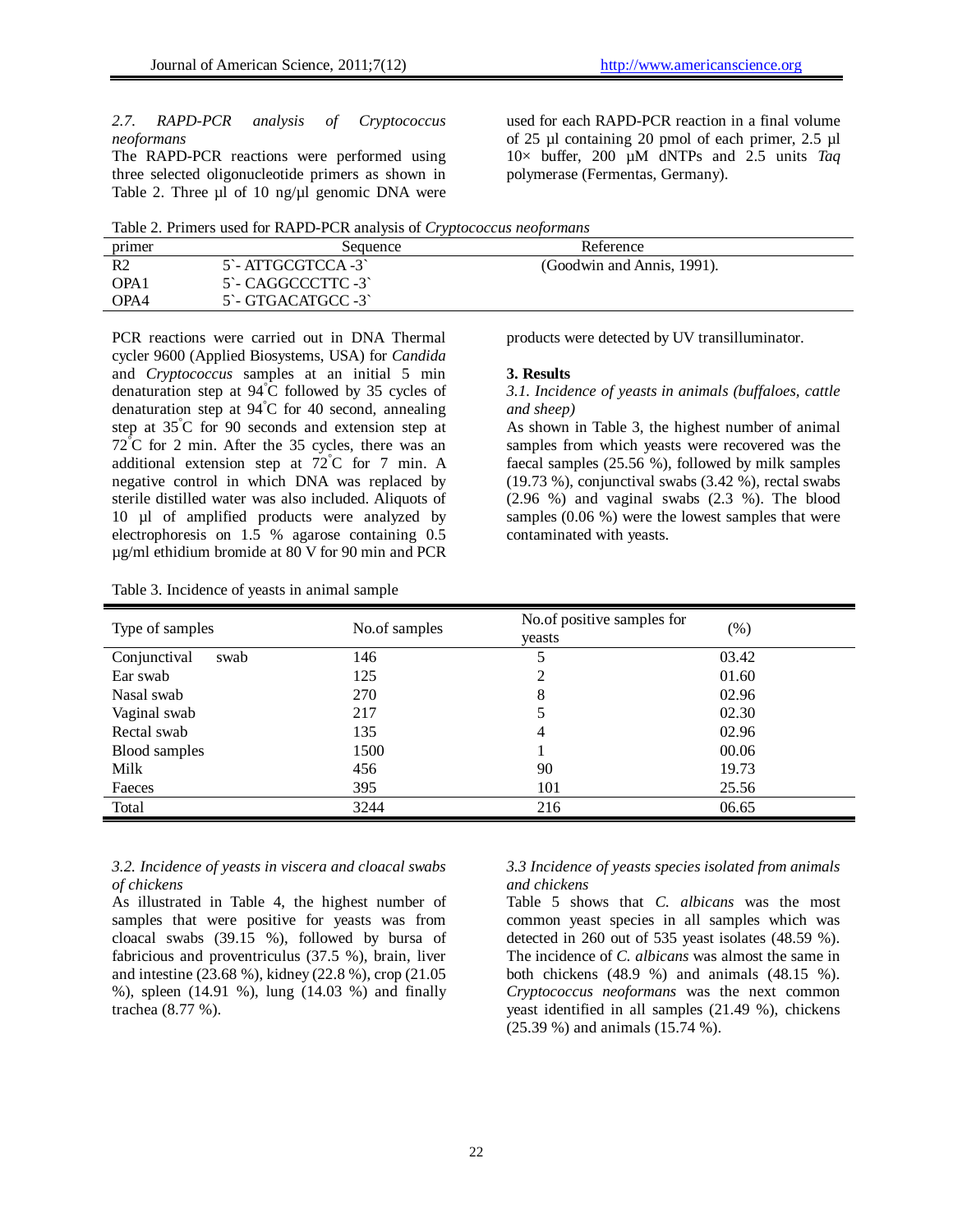*2.7. RAPD-PCR analysis of Cryptococcus neoformans*

The RAPD-PCR reactions were performed using three selected oligonucleotide primers as shown in Table 2. Three µl of 10 ng/µl genomic DNA were used for each RAPD-PCR reaction in a final volume of 25 µl containing 20 pmol of each primer, 2.5 µl 10× buffer, 200 µM dNTPs and 2.5 units *Taq* polymerase (Fermentas, Germany).

Table 2. Primers used for RAPD-PCR analysis of *Cryptococcus neoformans*

| primer | Sequence | Reference |
|---|---|---|
| R2 | 5`- ATTGCGTCCA -3` | (Goodwin and Annis, 1991). |
| OPA1 | 5`- CAGGCCCTTC -3` | |
| OPA4 | 5`- GTGACATGCC -3` | |

PCR reactions were carried out in DNA Thermal cycler 9600 (Applied Biosystems, USA) for *Candida* and *Cryptococcus* samples at an initial 5 min denaturation step at 94°C followed by 35 cycles of denaturation step at 94°C for 40 second, annealing step at 35°C for 90 seconds and extension step at 72°C for 2 min. After the 35 cycles, there was an additional extension step at 72°C for 7 min. A negative control in which DNA was replaced by sterile distilled water was also included. Aliquots of 10 µl of amplified products were analyzed by electrophoresis on 1.5 % agarose containing 0.5 µg/ml ethidium bromide at 80 V for 90 min and PCR products were detected by UV transilluminator.

## 3. Results

*3.1. Incidence of yeasts in animals (buffaloes, cattle and sheep)*

As shown in Table 3, the highest number of animal samples from which yeasts were recovered was the faecal samples (25.56 %), followed by milk samples (19.73 %), conjunctival swabs (3.42 %), rectal swabs (2.96 %) and vaginal swabs (2.3 %). The blood samples (0.06 %) were the lowest samples that were contaminated with yeasts.

Table 3. Incidence of yeasts in animal sample

| Type of samples | No.of samples | No.of positive samples for yeasts | (%) |
|---|---|---|---|
| Conjunctival swab | 146 | 5 | 03.42 |
| Ear swab | 125 | 2 | 01.60 |
| Nasal swab | 270 | 8 | 02.96 |
| Vaginal swab | 217 | 5 | 02.30 |
| Rectal swab | 135 | 4 | 02.96 |
| Blood samples | 1500 | 1 | 00.06 |
| Milk | 456 | 90 | 19.73 |
| Faeces | 395 | 101 | 25.56 |
| Total | 3244 | 216 | 06.65 |

*3.2. Incidence of yeasts in viscera and cloacal swabs of chickens*

As illustrated in Table 4, the highest number of samples that were positive for yeasts was from cloacal swabs (39.15 %), followed by bursa of fabricious and proventriculus (37.5 %), brain, liver and intestine (23.68 %), kidney (22.8 %), crop (21.05 %), spleen (14.91 %), lung (14.03 %) and finally trachea (8.77 %).

*3.3 Incidence of yeasts species isolated from animals and chickens*

Table 5 shows that *C. albicans* was the most common yeast species in all samples which was detected in 260 out of 535 yeast isolates (48.59 %). The incidence of *C. albicans* was almost the same in both chickens (48.9 %) and animals (48.15 %). *Cryptococcus neoformans* was the next common yeast identified in all samples (21.49 %), chickens (25.39 %) and animals (15.74 %).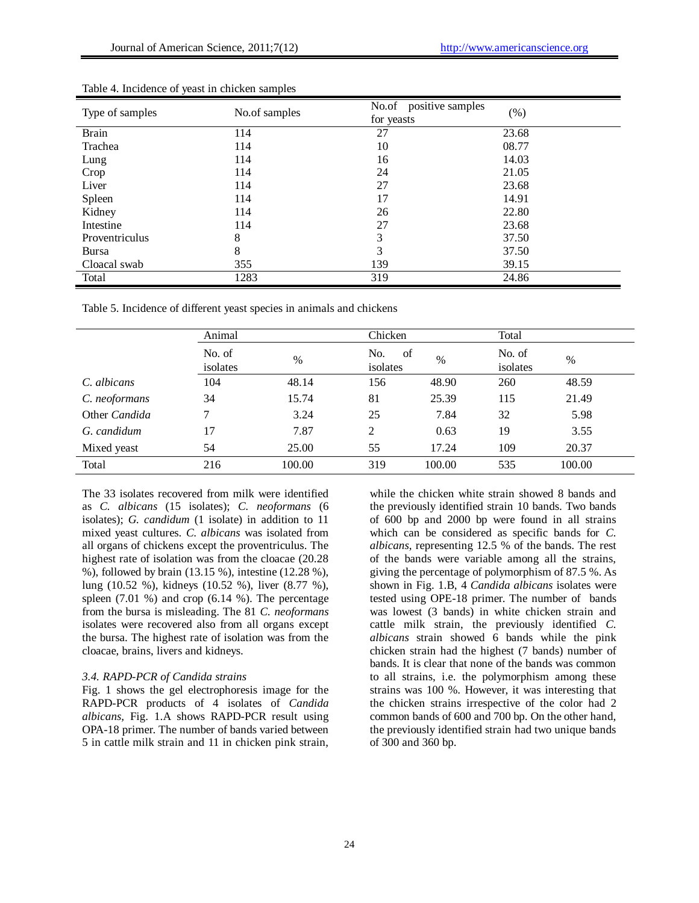Table 4. Incidence of yeast in chicken samples

| Type of samples | No.of samples | No.of positive samples for yeasts | (%) |
|---|---|---|---|
| Brain | 114 | 27 | 23.68 |
| Trachea | 114 | 10 | 08.77 |
| Lung | 114 | 16 | 14.03 |
| Crop | 114 | 24 | 21.05 |
| Liver | 114 | 27 | 23.68 |
| Spleen | 114 | 17 | 14.91 |
| Kidney | 114 | 26 | 22.80 |
| Intestine | 114 | 27 | 23.68 |
| Proventriculus | 8 | 3 | 37.50 |
| Bursa | 8 | 3 | 37.50 |
| Cloacal swab | 355 | 139 | 39.15 |
| Total | 1283 | 319 | 24.86 |

Table 5. Incidence of different yeast species in animals and chickens

| | Animal | | Chicken | | Total | |
|---|---|---|---|---|---|---|
| | No. of isolates | % | No. of isolates | % | No. of isolates | % |
| *C. albicans* | 104 | 48.14 | 156 | 48.90 | 260 | 48.59 |
| *C. neoformans* | 34 | 15.74 | 81 | 25.39 | 115 | 21.49 |
| Other *Candida* | 7 | 3.24 | 25 | 7.84 | 32 | 5.98 |
| *G. candidum* | 17 | 7.87 | 2 | 0.63 | 19 | 3.55 |
| Mixed yeast | 54 | 25.00 | 55 | 17.24 | 109 | 20.37 |
| Total | 216 | 100.00 | 319 | 100.00 | 535 | 100.00 |

The 33 isolates recovered from milk were identified as *C. albicans* (15 isolates); *C. neoformans* (6 isolates); *G. candidum* (1 isolate) in addition to 11 mixed yeast cultures. *C. albicans* was isolated from all organs of chickens except the proventriculus. The highest rate of isolation was from the cloacae (20.28 %), followed by brain (13.15 %), intestine (12.28 %), lung (10.52 %), kidneys (10.52 %), liver (8.77 %), spleen (7.01 %) and crop (6.14 %). The percentage from the bursa is misleading. The 81 *C. neoformans* isolates were recovered also from all organs except the bursa. The highest rate of isolation was from the cloacae, brains, livers and kidneys.

### *3.4. RAPD-PCR of Candida strains*

Fig. 1 shows the gel electrophoresis image for the RAPD-PCR products of 4 isolates of *Candida albicans,* Fig. 1.A shows RAPD-PCR result using OPA-18 primer. The number of bands varied between 5 in cattle milk strain and 11 in chicken pink strain, while the chicken white strain showed 8 bands and the previously identified strain 10 bands. Two bands of 600 bp and 2000 bp were found in all strains which can be considered as specific bands for *C. albicans*, representing 12.5 % of the bands. The rest of the bands were variable among all the strains, giving the percentage of polymorphism of 87.5 %. As shown in Fig. 1.B, 4 *Candida albicans* isolates were tested using OPE-18 primer. The number of bands was lowest (3 bands) in white chicken strain and cattle milk strain, the previously identified *C. albicans* strain showed 6 bands while the pink chicken strain had the highest (7 bands) number of bands. It is clear that none of the bands was common to all strains, i.e. the polymorphism among these strains was 100 %. However, it was interesting that the chicken strains irrespective of the color had 2 common bands of 600 and 700 bp. On the other hand, the previously identified strain had two unique bands of 300 and 360 bp.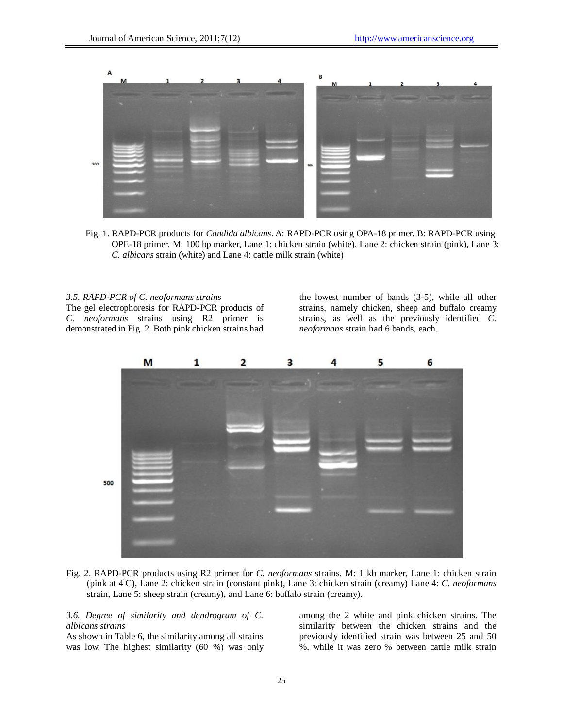Fig. 1. RAPD-PCR products for *Candida albicans*. A: RAPD-PCR using OPA-18 primer. B: RAPD-PCR using OPE-18 primer. M: 100 bp marker, Lane 1: chicken strain (white), Lane 2: chicken strain (pink), Lane 3: *C. albicans* strain (white) and Lane 4: cattle milk strain (white)

*3.5. RAPD-PCR of C. neoformans strains*

The gel electrophoresis for RAPD-PCR products of *C. neoformans* strains using R2 primer is demonstrated in Fig. 2. Both pink chicken strains had the lowest number of bands (3-5), while all other strains, namely chicken, sheep and buffalo creamy strains, as well as the previously identified *C. neoformans* strain had 6 bands, each.

Fig. 2. RAPD-PCR products using R2 primer for *C. neoformans* strains. M: 1 kb marker, Lane 1: chicken strain (pink at 4°C), Lane 2: chicken strain (constant pink), Lane 3: chicken strain (creamy) Lane 4: *C. neoformans* strain, Lane 5: sheep strain (creamy), and Lane 6: buffalo strain (creamy).

*3.6. Degree of similarity and dendrogram of C. albicans strains*

As shown in Table 6, the similarity among all strains was low. The highest similarity (60 %) was only among the 2 white and pink chicken strains. The similarity between the chicken strains and the previously identified strain was between 25 and 50 %, while it was zero % between cattle milk strain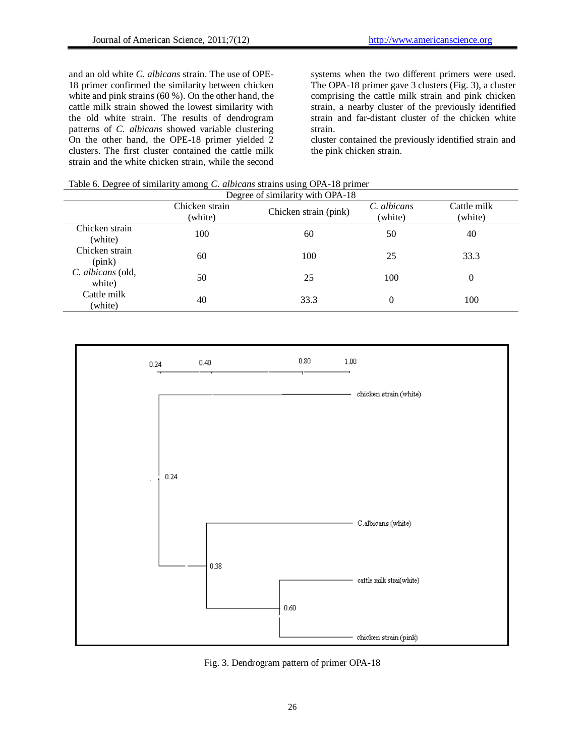and an old white *C. albicans* strain. The use of OPE-18 primer confirmed the similarity between chicken white and pink strains (60 %). On the other hand, the cattle milk strain showed the lowest similarity with the old white strain. The results of dendrogram patterns of *C. albicans* showed variable clustering On the other hand, the OPE-18 primer yielded 2 clusters. The first cluster contained the cattle milk strain and the white chicken strain, while the second systems when the two different primers were used. The OPA-18 primer gave 3 clusters (Fig. 3), a cluster comprising the cattle milk strain and pink chicken strain, a nearby cluster of the previously identified strain and far-distant cluster of the chicken white strain.

cluster contained the previously identified strain and the pink chicken strain.

Table 6. Degree of similarity among *C. albicans* strains using OPA-18 primer

| Degree of similarity with OPA-18 | | | | |
|---|---|---|---|---|
| | Chicken strain (white) | Chicken strain (pink) | *C. albicans* (white) | Cattle milk (white) |
| Chicken strain (white) | 100 | 60 | 50 | 40 |
| Chicken strain (pink) | 60 | 100 | 25 | 33.3 |
| *C. albicans* (old, white) | 50 | 25 | 100 | 0 |
| Cattle milk (white) | 40 | 33.3 | 0 | 100 |

Fig. 3. Dendrogram pattern of primer OPA-18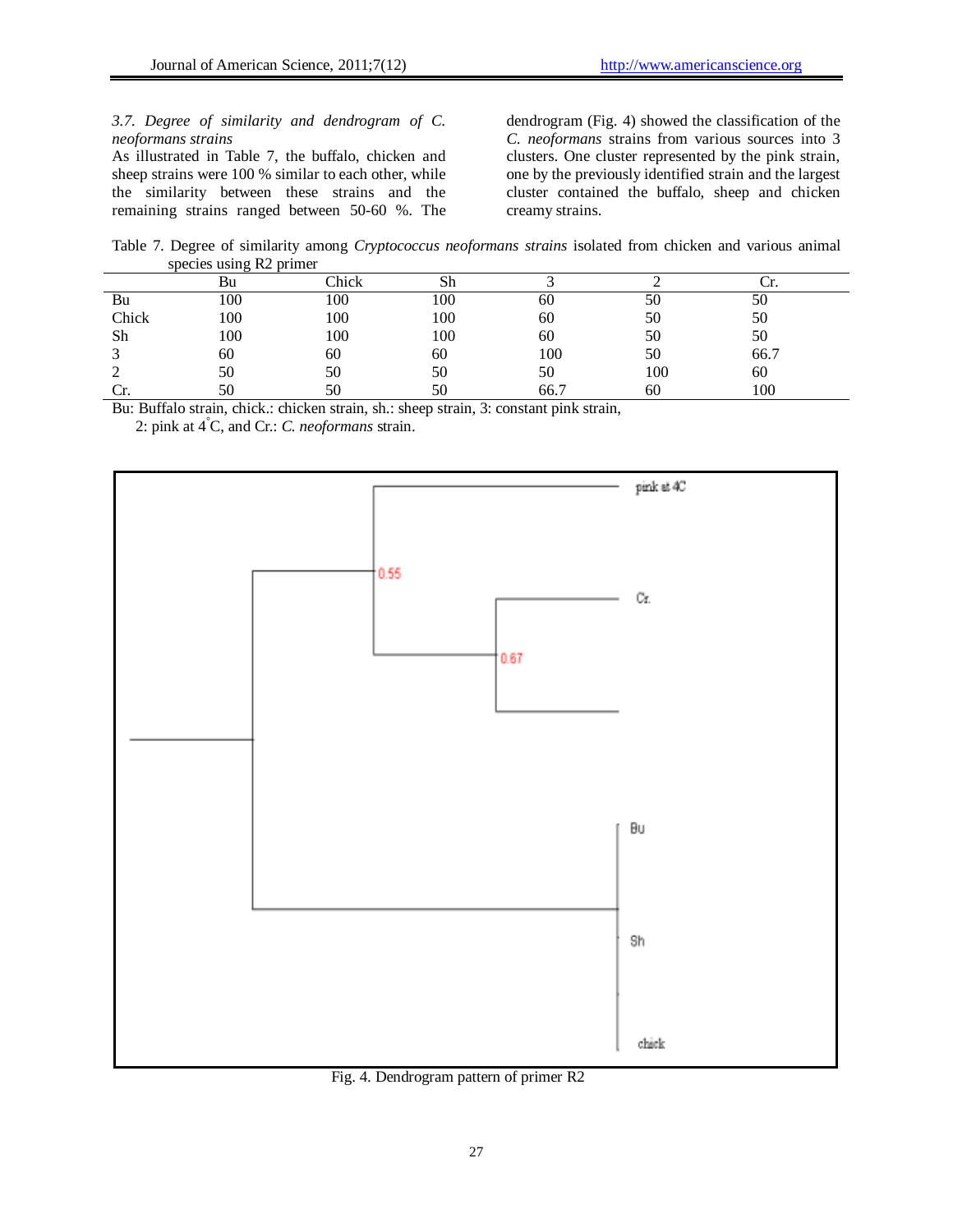*3.7. Degree of similarity and dendrogram of C. neoformans strains*

As illustrated in Table 7, the buffalo, chicken and sheep strains were 100 % similar to each other, while the similarity between these strains and the remaining strains ranged between 50-60 %. The dendrogram (Fig. 4) showed the classification of the *C. neoformans* strains from various sources into 3 clusters. One cluster represented by the pink strain, one by the previously identified strain and the largest cluster contained the buffalo, sheep and chicken creamy strains.

Table 7. Degree of similarity among *Cryptococcus neoformans strains* isolated from chicken and various animal species using R2 primer

| | Bu | Chick | Sh | 3 | 2 | Cr. |
|---|---|---|---|---|---|---|
| Bu | 100 | 100 | 100 | 60 | 50 | 50 |
| Chick | 100 | 100 | 100 | 60 | 50 | 50 |
| Sh | 100 | 100 | 100 | 60 | 50 | 50 |
| 3 | 60 | 60 | 60 | 100 | 50 | 66.7 |
| 2 | 50 | 50 | 50 | 50 | 100 | 60 |
| Cr. | 50 | 50 | 50 | 66.7 | 60 | 100 |

Bu: Buffalo strain, chick.: chicken strain, sh.: sheep strain, 3: constant pink strain, 2: pink at 4°C, and Cr.: *C. neoformans* strain.

Fig. 4. Dendrogram pattern of primer R2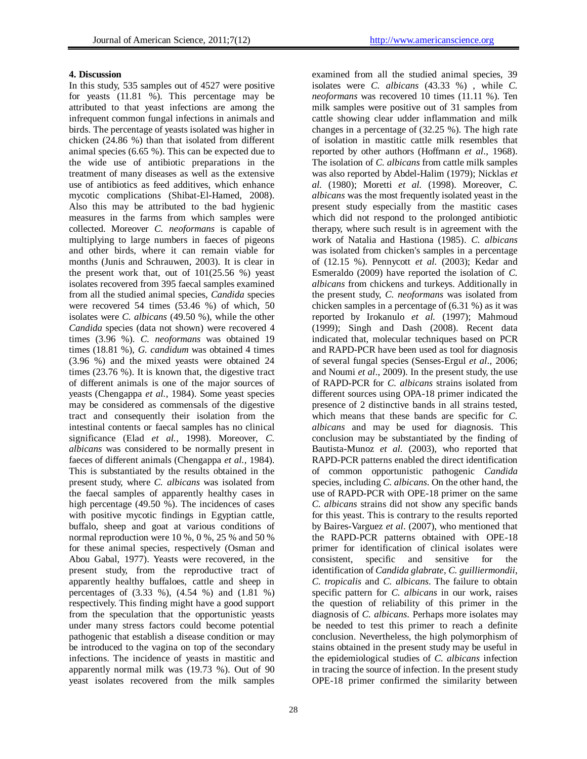## 4. Discussion

In this study, 535 samples out of 4527 were positive for yeasts (11.81 %). This percentage may be attributed to that yeast infections are among the infrequent common fungal infections in animals and birds. The percentage of yeasts isolated was higher in chicken (24.86 %) than that isolated from different animal species (6.65 %). This can be expected due to the wide use of antibiotic preparations in the treatment of many diseases as well as the extensive use of antibiotics as feed additives, which enhance mycotic complications (Shibat-El-Hamed, 2008). Also this may be attributed to the bad hygienic measures in the farms from which samples were collected. Moreover *C. neoformans* is capable of multiplying to large numbers in faeces of pigeons and other birds, where it can remain viable for months (Junis and Schrauwen, 2003). It is clear in the present work that, out of 101(25.56 %) yeast isolates recovered from 395 faecal samples examined from all the studied animal species, *Candida* species were recovered 54 times (53.46 %) of which, 50 isolates were *C. albicans* (49.50 %), while the other *Candida* species (data not shown) were recovered 4 times (3.96 %). *C. neoformans* was obtained 19 times (18.81 %), *G. candidum* was obtained 4 times (3.96 %) and the mixed yeasts were obtained 24 times (23.76 %). It is known that, the digestive tract of different animals is one of the major sources of yeasts (Chengappa *et al.,* 1984). Some yeast species may be considered as commensals of the digestive tract and consequently their isolation from the intestinal contents or faecal samples has no clinical significance (Elad *et al.,* 1998). Moreover, *C. albicans* was considered to be normally present in faeces of different animals (Chengappa *et al.,* 1984). This is substantiated by the results obtained in the present study, where *C. albicans* was isolated from the faecal samples of apparently healthy cases in high percentage (49.50 %). The incidences of cases with positive mycotic findings in Egyptian cattle, buffalo, sheep and goat at various conditions of normal reproduction were 10 %, 0 %, 25 % and 50 % for these animal species, respectively (Osman and Abou Gabal, 1977). Yeasts were recovered, in the present study, from the reproductive tract of apparently healthy buffaloes, cattle and sheep in percentages of (3.33 %), (4.54 %) and (1.81 %) respectively. This finding might have a good support from the speculation that the opportunistic yeasts under many stress factors could become potential pathogenic that establish a disease condition or may be introduced to the vagina on top of the secondary infections. The incidence of yeasts in mastitic and apparently normal milk was (19.73 %). Out of 90 yeast isolates recovered from the milk samples examined from all the studied animal species, 39 isolates were *C. albicans* (43.33 %) , while *C. neoformans* was recovered 10 times (11.11 %). Ten milk samples were positive out of 31 samples from cattle showing clear udder inflammation and milk changes in a percentage of (32.25 %). The high rate of isolation in mastitic cattle milk resembles that reported by other authors (Hoffmann *et al*., 1968). The isolation of *C. albicans* from cattle milk samples was also reported by Abdel-Halim (1979); Nicklas *et al.* (1980); Moretti *et al.* (1998). Moreover, *C. albicans* was the most frequently isolated yeast in the present study especially from the mastitic cases which did not respond to the prolonged antibiotic therapy, where such result is in agreement with the work of Natalia and Hastiona (1985). *C. albicans* was isolated from chicken's samples in a percentage of (12.15 %). Pennycott *et al.* (2003); Kedar and Esmeraldo (2009) have reported the isolation of *C. albicans* from chickens and turkeys. Additionally in the present study, *C. neoformans* was isolated from chicken samples in a percentage of (6.31 %) as it was reported by Irokanulo *et al.* (1997); Mahmoud (1999); Singh and Dash (2008). Recent data indicated that, molecular techniques based on PCR and RAPD-PCR have been used as tool for diagnosis of several fungal species (Senses-Ergul *et al*., 2006; and Noumi *et al*., 2009). In the present study, the use of RAPD-PCR for *C. albicans* strains isolated from different sources using OPA-18 primer indicated the presence of 2 distinctive bands in all strains tested, which means that these bands are specific for *C. albicans* and may be used for diagnosis. This conclusion may be substantiated by the finding of Bautista-Munoz *et al.* (2003), who reported that RAPD-PCR patterns enabled the direct identification of common opportunistic pathogenic *Candida* species, including *C. albicans*. On the other hand, the use of RAPD-PCR with OPE-18 primer on the same *C. albicans* strains did not show any specific bands for this yeast. This is contrary to the results reported by Baires-Varguez *et al*. (2007), who mentioned that the RAPD-PCR patterns obtained with OPE-18 primer for identification of clinical isolates were consistent, specific and sensitive for the identification of *Candida glabrate*, *C. guilliermondii*, *C. tropicalis* and *C. albicans*. The failure to obtain specific pattern for *C. albicans* in our work, raises the question of reliability of this primer in the diagnosis of *C. albicans*. Perhaps more isolates may be needed to test this primer to reach a definite conclusion. Nevertheless, the high polymorphism of stains obtained in the present study may be useful in the epidemiological studies of *C. albicans* infection in tracing the source of infection. In the present study OPE-18 primer confirmed the similarity between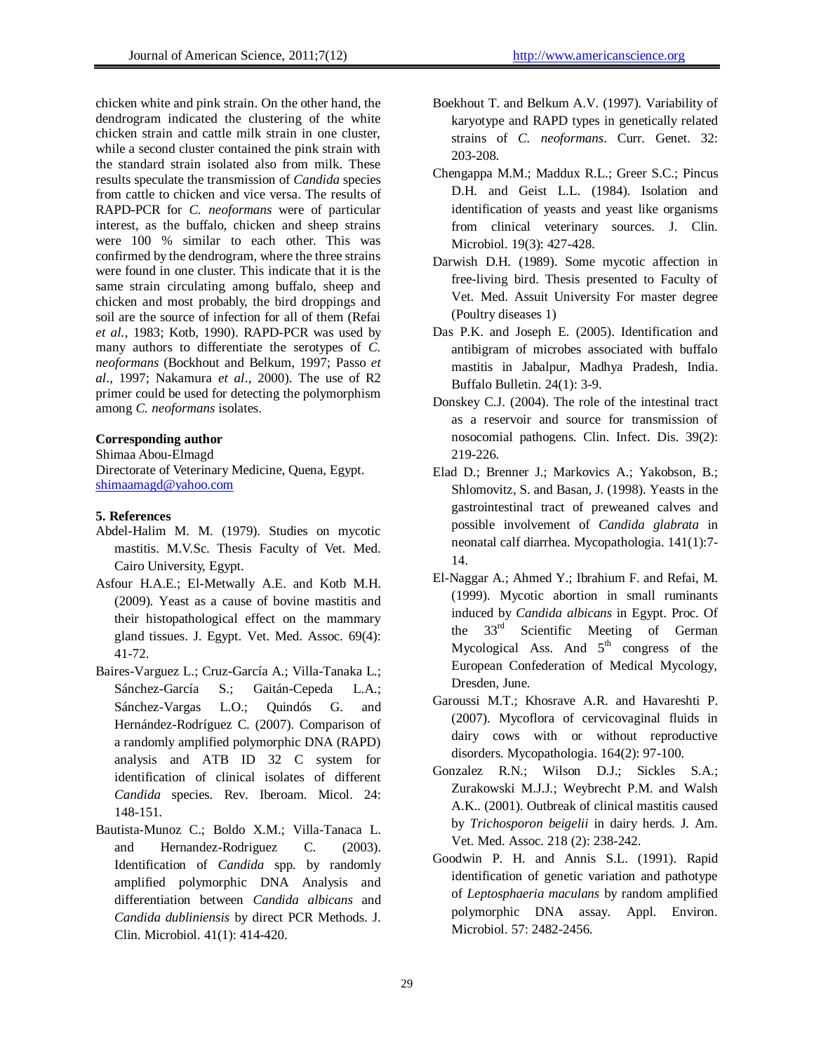chicken white and pink strain. On the other hand, the dendrogram indicated the clustering of the white chicken strain and cattle milk strain in one cluster, while a second cluster contained the pink strain with the standard strain isolated also from milk. These results speculate the transmission of *Candida* species from cattle to chicken and vice versa. The results of RAPD-PCR for *C. neoformans* were of particular interest, as the buffalo, chicken and sheep strains were 100 % similar to each other. This was confirmed by the dendrogram, where the three strains were found in one cluster. This indicate that it is the same strain circulating among buffalo, sheep and chicken and most probably, the bird droppings and soil are the source of infection for all of them (Refai *et al.*, 1983; Kotb, 1990). RAPD-PCR was used by many authors to differentiate the serotypes of *C. neoformans* (Bockhout and Belkum, 1997; Passo *et al*., 1997; Nakamura *et al*., 2000). The use of R2 primer could be used for detecting the polymorphism among *C. neoformans* isolates.

**Corresponding author**
Shimaa Abou-Elmagd
Directorate of Veterinary Medicine, Quena, Egypt.
shimaamagd@yahoo.com

## 5. References

- Abdel-Halim M. M. (1979). Studies on mycotic mastitis. M.V.Sc. Thesis Faculty of Vet. Med. Cairo University, Egypt.
- Asfour H.A.E.; El-Metwally A.E. and Kotb M.H. (2009). Yeast as a cause of bovine mastitis and their histopathological effect on the mammary gland tissues. J. Egypt. Vet. Med. Assoc. 69(4): 41-72.
- Baires-Varguez L.; Cruz-García A.; Villa-Tanaka L.; Sánchez-García S.; Gaitán-Cepeda L.A.; Sánchez-Vargas L.O.; Quindós G. and Hernández-Rodríguez C. (2007). Comparison of a randomly amplified polymorphic DNA (RAPD) analysis and ATB ID 32 C system for identification of clinical isolates of different *Candida* species. Rev. Iberoam. Micol. 24: 148-151.
- Bautista-Munoz C.; Boldo X.M.; Villa-Tanaca L. and Hernandez-Rodriguez C. (2003). Identification of *Candida* spp. by randomly amplified polymorphic DNA Analysis and differentiation between *Candida albicans* and *Candida dubliniensis* by direct PCR Methods. J. Clin. Microbiol. 41(1): 414-420.
- Boekhout T. and Belkum A.V. (1997). Variability of karyotype and RAPD types in genetically related strains of *C. neoformans*. Curr. Genet. 32: 203-208.
- Chengappa M.M.; Maddux R.L.; Greer S.C.; Pincus D.H. and Geist L.L. (1984). Isolation and identification of yeasts and yeast like organisms from clinical veterinary sources. J. Clin. Microbiol. 19(3): 427-428.
- Darwish D.H. (1989). Some mycotic affection in free-living bird. Thesis presented to Faculty of Vet. Med. Assuit University For master degree (Poultry diseases 1)
- Das P.K. and Joseph E. (2005). Identification and antibigram of microbes associated with buffalo mastitis in Jabalpur, Madhya Pradesh, India. Buffalo Bulletin. 24(1): 3-9.
- Donskey C.J. (2004). The role of the intestinal tract as a reservoir and source for transmission of nosocomial pathogens. Clin. Infect. Dis. 39(2): 219-226.
- Elad D.; Brenner J.; Markovics A.; Yakobson, B.; Shlomovitz, S. and Basan, J. (1998). Yeasts in the gastrointestinal tract of preweaned calves and possible involvement of *Candida glabrata* in neonatal calf diarrhea. Mycopathologia. 141(1):7-14.
- El-Naggar A.; Ahmed Y.; Ibrahium F. and Refai, M. (1999). Mycotic abortion in small ruminants induced by *Candida albicans* in Egypt. Proc. Of the 33rd Scientific Meeting of German Mycological Ass. And 5th congress of the European Confederation of Medical Mycology, Dresden, June.
- Garoussi M.T.; Khosrave A.R. and Havareshti P. (2007). Mycoflora of cervicovaginal fluids in dairy cows with or without reproductive disorders. Mycopathologia. 164(2): 97-100.
- Gonzalez R.N.; Wilson D.J.; Sickles S.A.; Zurakowski M.J.J.; Weybrecht P.M. and Walsh A.K.. (2001). Outbreak of clinical mastitis caused by *Trichosporon beigelii* in dairy herds. J. Am. Vet. Med. Assoc. 218 (2): 238-242.
- Goodwin P. H. and Annis S.L. (1991). Rapid identification of genetic variation and pathotype of *Leptosphaeria maculans* by random amplified polymorphic DNA assay. Appl. Environ. Microbiol. 57: 2482-2456.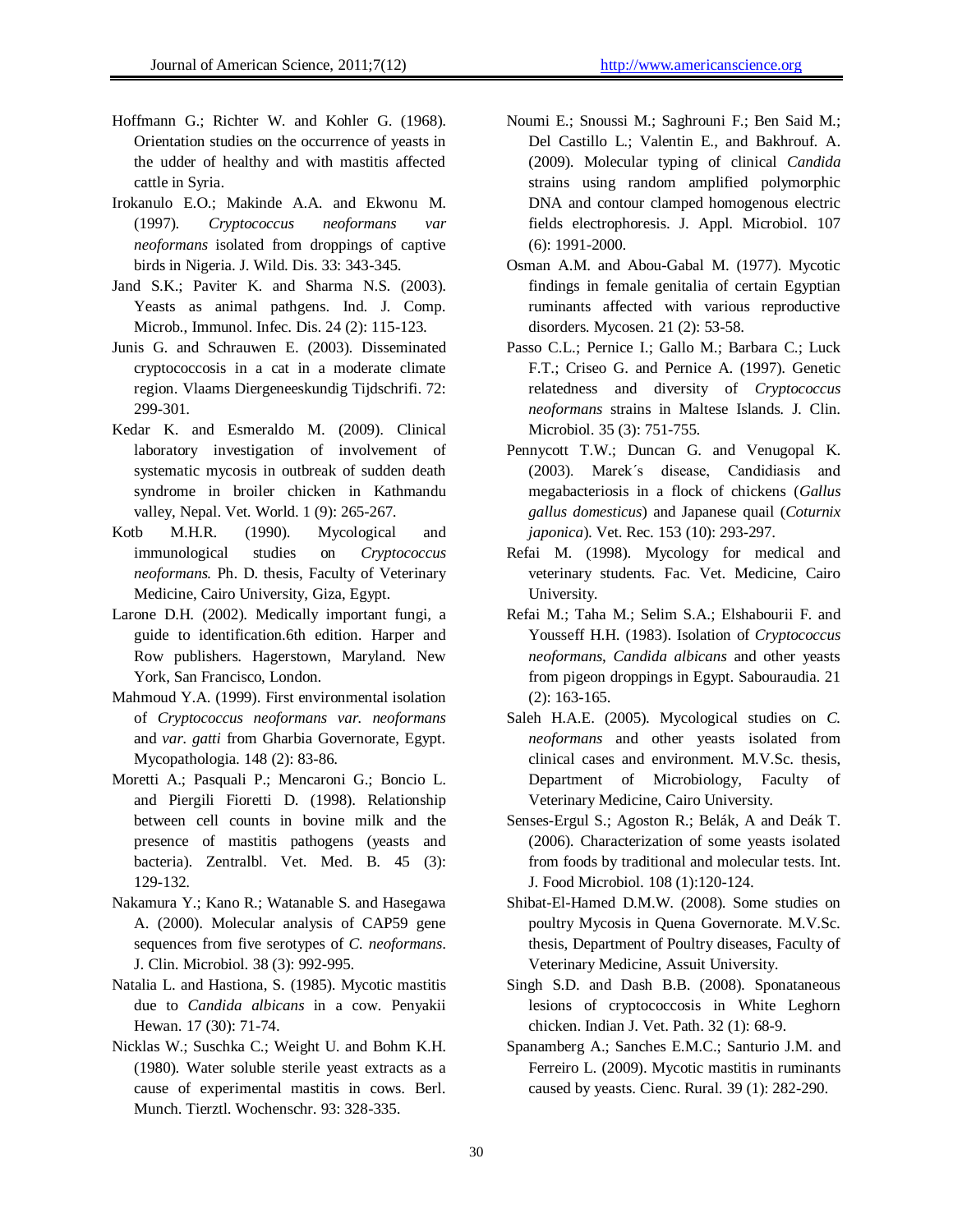Hoffmann G.; Richter W. and Kohler G. (1968). Orientation studies on the occurrence of yeasts in the udder of healthy and with mastitis affected cattle in Syria.

Irokanulo E.O.; Makinde A.A. and Ekwonu M. (1997). *Cryptococcus neoformans var neoformans* isolated from droppings of captive birds in Nigeria. J. Wild. Dis. 33: 343-345.

Jand S.K.; Paviter K. and Sharma N.S. (2003). Yeasts as animal pathgens. Ind. J. Comp. Microb., Immunol. Infec. Dis. 24 (2): 115-123.

Junis G. and Schrauwen E. (2003). Disseminated cryptococcosis in a cat in a moderate climate region. Vlaams Diergeneeskundig Tijdschrifi. 72: 299-301.

Kedar K. and Esmeraldo M. (2009). Clinical laboratory investigation of involvement of systematic mycosis in outbreak of sudden death syndrome in broiler chicken in Kathmandu valley, Nepal. Vet. World. 1 (9): 265-267.

Kotb M.H.R. (1990). Mycological and immunological studies on *Cryptococcus neoformans*. Ph. D. thesis, Faculty of Veterinary Medicine, Cairo University, Giza, Egypt.

Larone D.H. (2002). Medically important fungi, a guide to identification.6th edition. Harper and Row publishers. Hagerstown, Maryland. New York, San Francisco, London.

Mahmoud Y.A. (1999). First environmental isolation of *Cryptococcus neoformans var. neoformans* and *var. gatti* from Gharbia Governorate, Egypt. Mycopathologia. 148 (2): 83-86.

Moretti A.; Pasquali P.; Mencaroni G.; Boncio L. and Piergili Fioretti D. (1998). Relationship between cell counts in bovine milk and the presence of mastitis pathogens (yeasts and bacteria). Zentralbl. Vet. Med. B. 45 (3): 129-132.

Nakamura Y.; Kano R.; Watanable S. and Hasegawa A. (2000). Molecular analysis of CAP59 gene sequences from five serotypes of *C. neoformans*. J. Clin. Microbiol. 38 (3): 992-995.

Natalia L. and Hastiona, S. (1985). Mycotic mastitis due to *Candida albicans* in a cow. Penyakii Hewan. 17 (30): 71-74.

Nicklas W.; Suschka C.; Weight U. and Bohm K.H. (1980). Water soluble sterile yeast extracts as a cause of experimental mastitis in cows. Berl. Munch. Tierztl. Wochenschr. 93: 328-335.

Noumi E.; Snoussi M.; Saghrouni F.; Ben Said M.; Del Castillo L.; Valentin E., and Bakhrouf. A. (2009). Molecular typing of clinical *Candida* strains using random amplified polymorphic DNA and contour clamped homogenous electric fields electrophoresis. J. Appl. Microbiol. 107 (6): 1991-2000.

Osman A.M. and Abou-Gabal M. (1977). Mycotic findings in female genitalia of certain Egyptian ruminants affected with various reproductive disorders. Mycosen. 21 (2): 53-58.

Passo C.L.; Pernice I.; Gallo M.; Barbara C.; Luck F.T.; Criseo G. and Pernice A. (1997). Genetic relatedness and diversity of *Cryptococcus neoformans* strains in Maltese Islands. J. Clin. Microbiol. 35 (3): 751-755.

Pennycott T.W.; Duncan G. and Venugopal K. (2003). Marek´s disease, Candidiasis and megabacteriosis in a flock of chickens (*Gallus gallus domesticus*) and Japanese quail (*Coturnix japonica*). Vet. Rec. 153 (10): 293-297.

Refai M. (1998). Mycology for medical and veterinary students. Fac. Vet. Medicine, Cairo University.

Refai M.; Taha M.; Selim S.A.; Elshabourii F. and Yousseff H.H. (1983). Isolation of *Cryptococcus neoformans*, *Candida albicans* and other yeasts from pigeon droppings in Egypt. Sabouraudia. 21 (2): 163-165.

Saleh H.A.E. (2005). Mycological studies on *C. neoformans* and other yeasts isolated from clinical cases and environment. M.V.Sc. thesis, Department of Microbiology, Faculty of Veterinary Medicine, Cairo University.

Senses-Ergul S.; Agoston R.; Belák, A and Deák T. (2006). Characterization of some yeasts isolated from foods by traditional and molecular tests. Int. J. Food Microbiol. 108 (1):120-124.

Shibat-El-Hamed D.M.W. (2008). Some studies on poultry Mycosis in Quena Governorate. M.V.Sc. thesis, Department of Poultry diseases, Faculty of Veterinary Medicine, Assuit University.

Singh S.D. and Dash B.B. (2008). Sponataneous lesions of cryptococcosis in White Leghorn chicken. Indian J. Vet. Path. 32 (1): 68-9.

Spanamberg A.; Sanches E.M.C.; Santurio J.M. and Ferreiro L. (2009). Mycotic mastitis in ruminants caused by yeasts. Cienc. Rural. 39 (1): 282-290.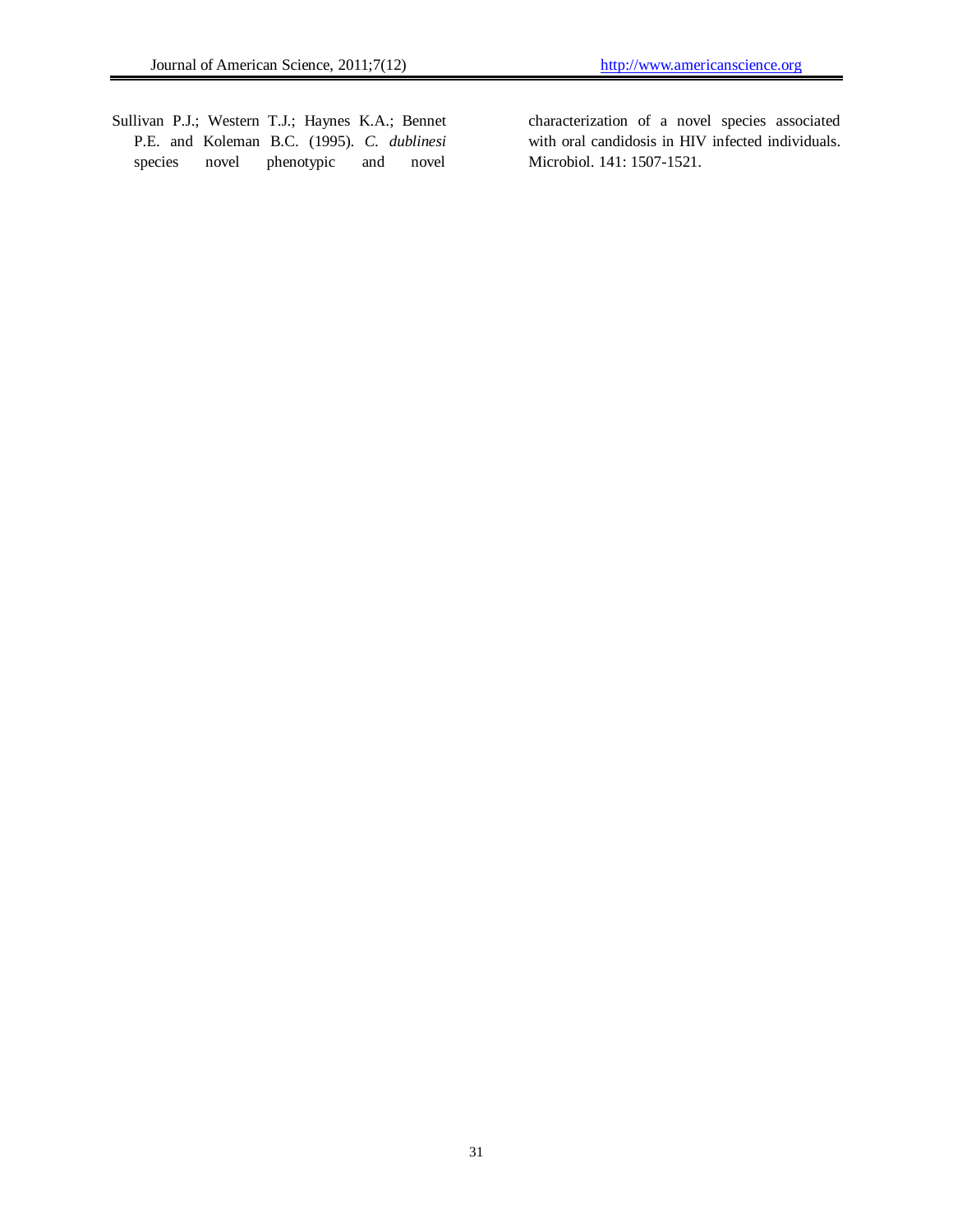Sullivan P.J.; Western T.J.; Haynes K.A.; Bennet P.E. and Koleman B.C. (1995). *C. dublinesi* species novel phenotypic and novel characterization of a novel species associated with oral candidosis in HIV infected individuals. Microbiol. 141: 1507-1521.